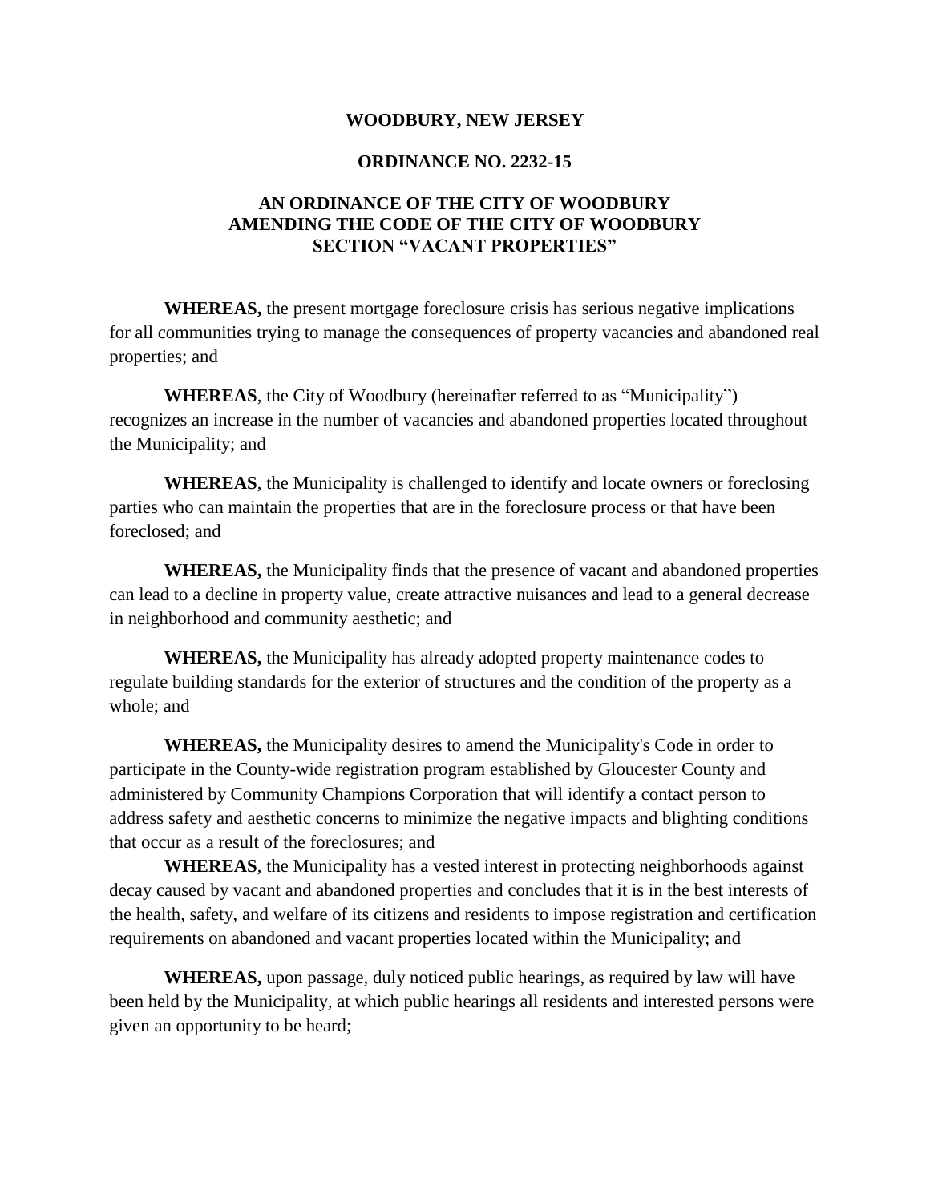**WOODBURY, NEW JERSEY**

**ORDINANCE NO. 2232-15**

**AN ORDINANCE OF THE CITY OF WOODBURY AMENDING THE CODE OF THE CITY OF WOODBURY SECTION "VACANT PROPERTIES"**

**WHEREAS,** the present mortgage foreclosure crisis has serious negative implications for all communities trying to manage the consequences of property vacancies and abandoned real properties; and

**WHEREAS**, the City of Woodbury (hereinafter referred to as "Municipality") recognizes an increase in the number of vacancies and abandoned properties located throughout the Municipality; and

**WHEREAS**, the Municipality is challenged to identify and locate owners or foreclosing parties who can maintain the properties that are in the foreclosure process or that have been foreclosed; and

**WHEREAS,** the Municipality finds that the presence of vacant and abandoned properties can lead to a decline in property value, create attractive nuisances and lead to a general decrease in neighborhood and community aesthetic; and

**WHEREAS,** the Municipality has already adopted property maintenance codes to regulate building standards for the exterior of structures and the condition of the property as a whole; and

**WHEREAS,** the Municipality desires to amend the Municipality's Code in order to participate in the County-wide registration program established by Gloucester County and administered by Community Champions Corporation that will identify a contact person to address safety and aesthetic concerns to minimize the negative impacts and blighting conditions that occur as a result of the foreclosures; and

**WHEREAS**, the Municipality has a vested interest in protecting neighborhoods against decay caused by vacant and abandoned properties and concludes that it is in the best interests of the health, safety, and welfare of its citizens and residents to impose registration and certification requirements on abandoned and vacant properties located within the Municipality; and

**WHEREAS,** upon passage, duly noticed public hearings, as required by law will have been held by the Municipality, at which public hearings all residents and interested persons were given an opportunity to be heard;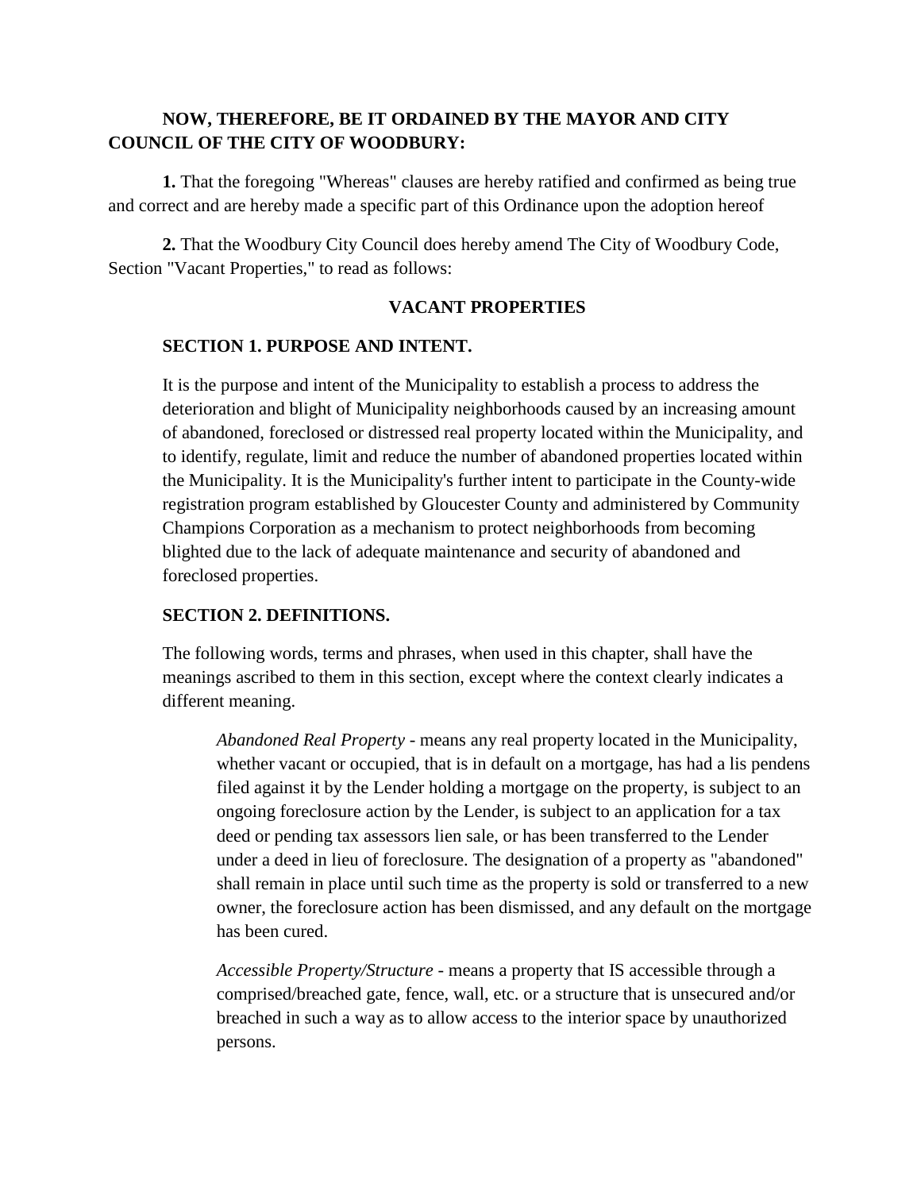**NOW, THEREFORE, BE IT ORDAINED BY THE MAYOR AND CITY COUNCIL OF THE CITY OF WOODBURY:**

**1.** That the foregoing "Whereas" clauses are hereby ratified and confirmed as being true and correct and are hereby made a specific part of this Ordinance upon the adoption hereof

**2.** That the Woodbury City Council does hereby amend The City of Woodbury Code, Section "Vacant Properties," to read as follows:

**VACANT PROPERTIES**

**SECTION 1. PURPOSE AND INTENT.**

It is the purpose and intent of the Municipality to establish a process to address the deterioration and blight of Municipality neighborhoods caused by an increasing amount of abandoned, foreclosed or distressed real property located within the Municipality, and to identify, regulate, limit and reduce the number of abandoned properties located within the Municipality. It is the Municipality's further intent to participate in the County-wide registration program established by Gloucester County and administered by Community Champions Corporation as a mechanism to protect neighborhoods from becoming blighted due to the lack of adequate maintenance and security of abandoned and foreclosed properties.

**SECTION 2. DEFINITIONS.**

The following words, terms and phrases, when used in this chapter, shall have the meanings ascribed to them in this section, except where the context clearly indicates a different meaning.

*Abandoned Real Property* - means any real property located in the Municipality, whether vacant or occupied, that is in default on a mortgage, has had a lis pendens filed against it by the Lender holding a mortgage on the property, is subject to an ongoing foreclosure action by the Lender, is subject to an application for a tax deed or pending tax assessors lien sale, or has been transferred to the Lender under a deed in lieu of foreclosure. The designation of a property as "abandoned" shall remain in place until such time as the property is sold or transferred to a new owner, the foreclosure action has been dismissed, and any default on the mortgage has been cured.

*Accessible Property/Structure* - means a property that IS accessible through a comprised/breached gate, fence, wall, etc. or a structure that is unsecured and/or breached in such a way as to allow access to the interior space by unauthorized persons.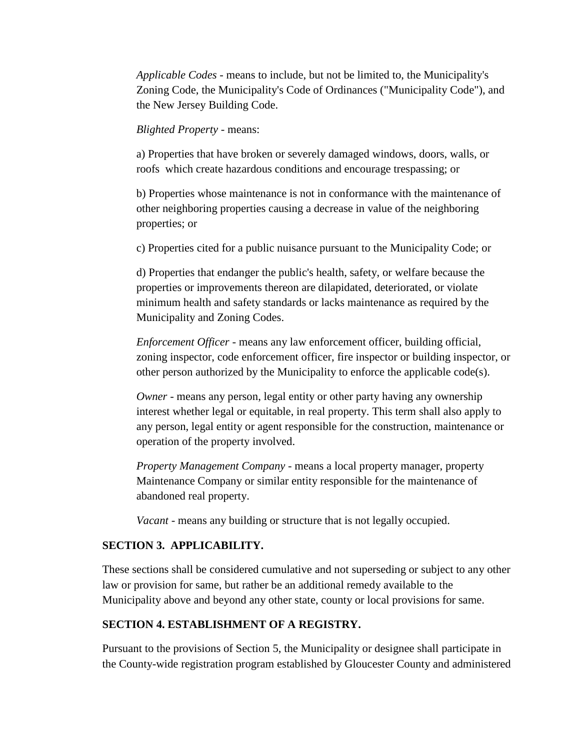*Applicable Codes* - means to include, but not be limited to, the Municipality's Zoning Code, the Municipality's Code of Ordinances ("Municipality Code"), and the New Jersey Building Code.

*Blighted Property* - means:

a) Properties that have broken or severely damaged windows, doors, walls, or roofs which create hazardous conditions and encourage trespassing; or

b) Properties whose maintenance is not in conformance with the maintenance of other neighboring properties causing a decrease in value of the neighboring properties; or

c) Properties cited for a public nuisance pursuant to the Municipality Code; or

d) Properties that endanger the public's health, safety, or welfare because the properties or improvements thereon are dilapidated, deteriorated, or violate minimum health and safety standards or lacks maintenance as required by the Municipality and Zoning Codes.

*Enforcement Officer* - means any law enforcement officer, building official, zoning inspector, code enforcement officer, fire inspector or building inspector, or other person authorized by the Municipality to enforce the applicable code(s).

*Owner* - means any person, legal entity or other party having any ownership interest whether legal or equitable, in real property. This term shall also apply to any person, legal entity or agent responsible for the construction, maintenance or operation of the property involved.

*Property Management Company* - means a local property manager, property Maintenance Company or similar entity responsible for the maintenance of abandoned real property.

*Vacant* - means any building or structure that is not legally occupied.

**SECTION 3. APPLICABILITY.**

These sections shall be considered cumulative and not superseding or subject to any other law or provision for same, but rather be an additional remedy available to the Municipality above and beyond any other state, county or local provisions for same.

**SECTION 4. ESTABLISHMENT OF A REGISTRY.**

Pursuant to the provisions of Section 5, the Municipality or designee shall participate in the County-wide registration program established by Gloucester County and administered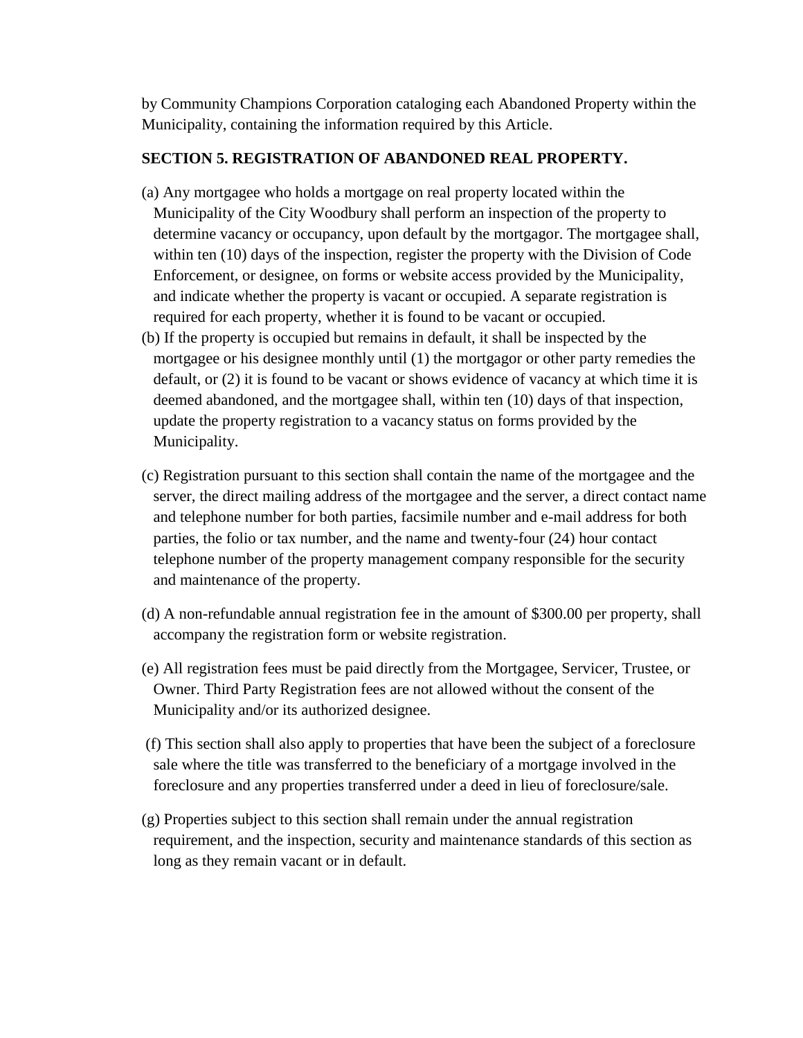by Community Champions Corporation cataloging each Abandoned Property within the Municipality, containing the information required by this Article.

**SECTION 5. REGISTRATION OF ABANDONED REAL PROPERTY.**

(a) Any mortgagee who holds a mortgage on real property located within the Municipality of the City Woodbury shall perform an inspection of the property to determine vacancy or occupancy, upon default by the mortgagor. The mortgagee shall, within ten (10) days of the inspection, register the property with the Division of Code Enforcement, or designee, on forms or website access provided by the Municipality, and indicate whether the property is vacant or occupied. A separate registration is required for each property, whether it is found to be vacant or occupied.

(b) If the property is occupied but remains in default, it shall be inspected by the mortgagee or his designee monthly until (1) the mortgagor or other party remedies the default, or (2) it is found to be vacant or shows evidence of vacancy at which time it is deemed abandoned, and the mortgagee shall, within ten (10) days of that inspection, update the property registration to a vacancy status on forms provided by the Municipality.

(c) Registration pursuant to this section shall contain the name of the mortgagee and the server, the direct mailing address of the mortgagee and the server, a direct contact name and telephone number for both parties, facsimile number and e-mail address for both parties, the folio or tax number, and the name and twenty-four (24) hour contact telephone number of the property management company responsible for the security and maintenance of the property.

(d) A non-refundable annual registration fee in the amount of $300.00 per property, shall accompany the registration form or website registration.

(e) All registration fees must be paid directly from the Mortgagee, Servicer, Trustee, or Owner. Third Party Registration fees are not allowed without the consent of the Municipality and/or its authorized designee.

(f) This section shall also apply to properties that have been the subject of a foreclosure sale where the title was transferred to the beneficiary of a mortgage involved in the foreclosure and any properties transferred under a deed in lieu of foreclosure/sale.

(g) Properties subject to this section shall remain under the annual registration requirement, and the inspection, security and maintenance standards of this section as long as they remain vacant or in default.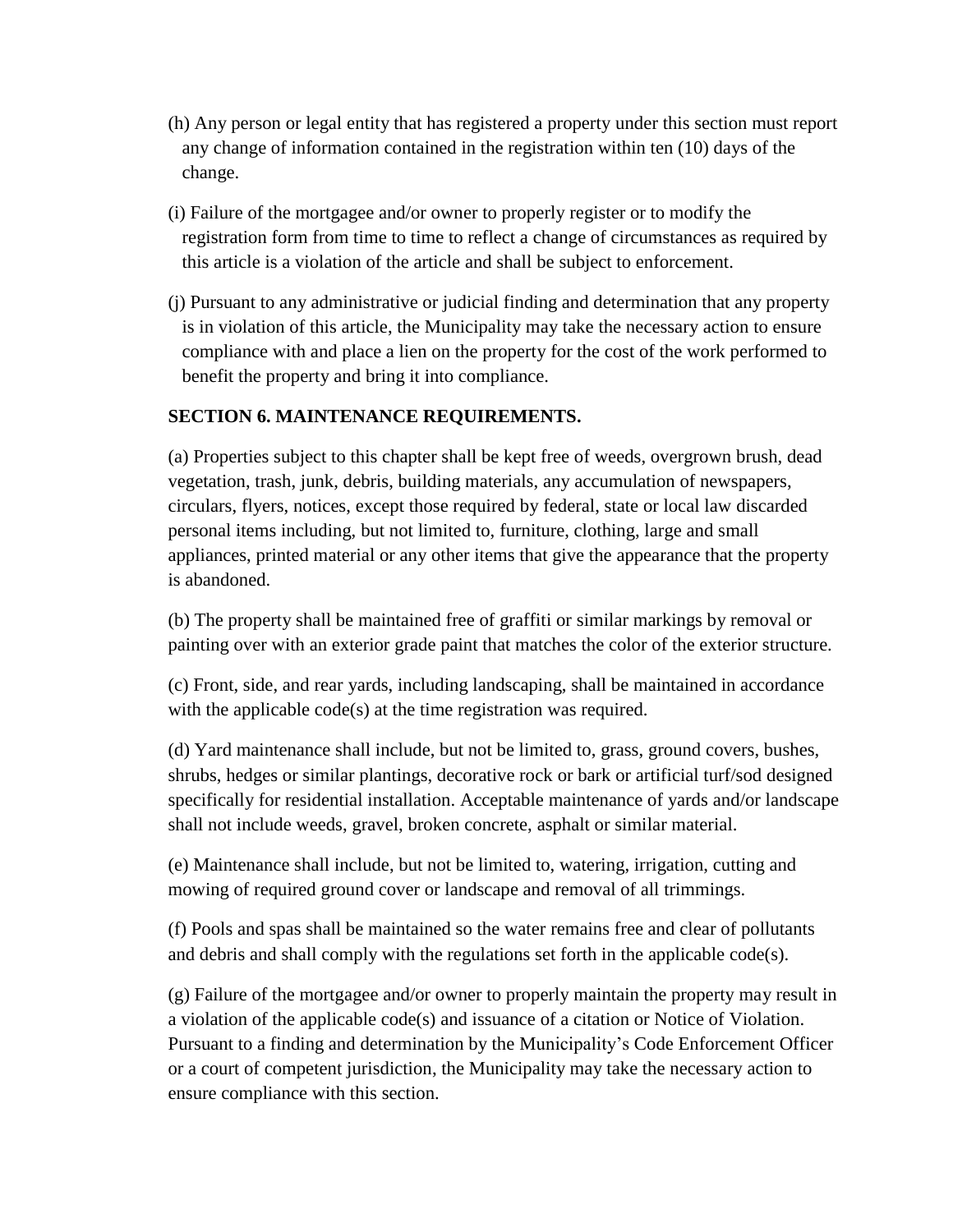(h) Any person or legal entity that has registered a property under this section must report any change of information contained in the registration within ten (10) days of the change.

(i) Failure of the mortgagee and/or owner to properly register or to modify the registration form from time to time to reflect a change of circumstances as required by this article is a violation of the article and shall be subject to enforcement.

(j) Pursuant to any administrative or judicial finding and determination that any property is in violation of this article, the Municipality may take the necessary action to ensure compliance with and place a lien on the property for the cost of the work performed to benefit the property and bring it into compliance.

**SECTION 6. MAINTENANCE REQUIREMENTS.**

(a) Properties subject to this chapter shall be kept free of weeds, overgrown brush, dead vegetation, trash, junk, debris, building materials, any accumulation of newspapers, circulars, flyers, notices, except those required by federal, state or local law discarded personal items including, but not limited to, furniture, clothing, large and small appliances, printed material or any other items that give the appearance that the property is abandoned.

(b) The property shall be maintained free of graffiti or similar markings by removal or painting over with an exterior grade paint that matches the color of the exterior structure.

(c) Front, side, and rear yards, including landscaping, shall be maintained in accordance with the applicable code(s) at the time registration was required.

(d) Yard maintenance shall include, but not be limited to, grass, ground covers, bushes, shrubs, hedges or similar plantings, decorative rock or bark or artificial turf/sod designed specifically for residential installation. Acceptable maintenance of yards and/or landscape shall not include weeds, gravel, broken concrete, asphalt or similar material.

(e) Maintenance shall include, but not be limited to, watering, irrigation, cutting and mowing of required ground cover or landscape and removal of all trimmings.

(f) Pools and spas shall be maintained so the water remains free and clear of pollutants and debris and shall comply with the regulations set forth in the applicable code(s).

(g) Failure of the mortgagee and/or owner to properly maintain the property may result in a violation of the applicable code(s) and issuance of a citation or Notice of Violation. Pursuant to a finding and determination by the Municipality's Code Enforcement Officer or a court of competent jurisdiction, the Municipality may take the necessary action to ensure compliance with this section.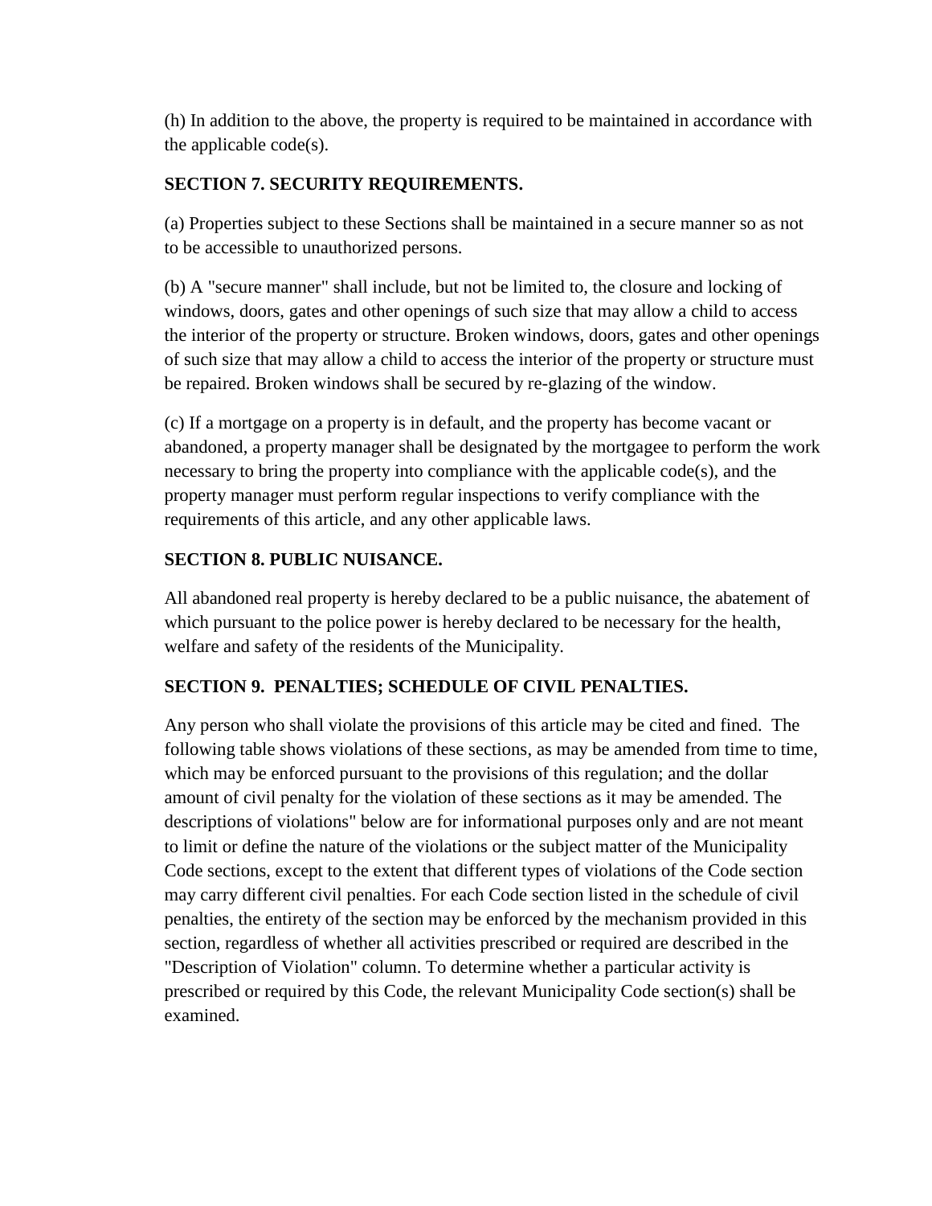(h) In addition to the above, the property is required to be maintained in accordance with the applicable code(s).

**SECTION 7. SECURITY REQUIREMENTS.**

(a) Properties subject to these Sections shall be maintained in a secure manner so as not to be accessible to unauthorized persons.

(b) A "secure manner" shall include, but not be limited to, the closure and locking of windows, doors, gates and other openings of such size that may allow a child to access the interior of the property or structure. Broken windows, doors, gates and other openings of such size that may allow a child to access the interior of the property or structure must be repaired. Broken windows shall be secured by re-glazing of the window.

(c) If a mortgage on a property is in default, and the property has become vacant or abandoned, a property manager shall be designated by the mortgagee to perform the work necessary to bring the property into compliance with the applicable code(s), and the property manager must perform regular inspections to verify compliance with the requirements of this article, and any other applicable laws.

**SECTION 8. PUBLIC NUISANCE.**

All abandoned real property is hereby declared to be a public nuisance, the abatement of which pursuant to the police power is hereby declared to be necessary for the health, welfare and safety of the residents of the Municipality.

**SECTION 9. PENALTIES; SCHEDULE OF CIVIL PENALTIES.**

Any person who shall violate the provisions of this article may be cited and fined. The following table shows violations of these sections, as may be amended from time to time, which may be enforced pursuant to the provisions of this regulation; and the dollar amount of civil penalty for the violation of these sections as it may be amended. The descriptions of violations" below are for informational purposes only and are not meant to limit or define the nature of the violations or the subject matter of the Municipality Code sections, except to the extent that different types of violations of the Code section may carry different civil penalties. For each Code section listed in the schedule of civil penalties, the entirety of the section may be enforced by the mechanism provided in this section, regardless of whether all activities prescribed or required are described in the "Description of Violation" column. To determine whether a particular activity is prescribed or required by this Code, the relevant Municipality Code section(s) shall be examined.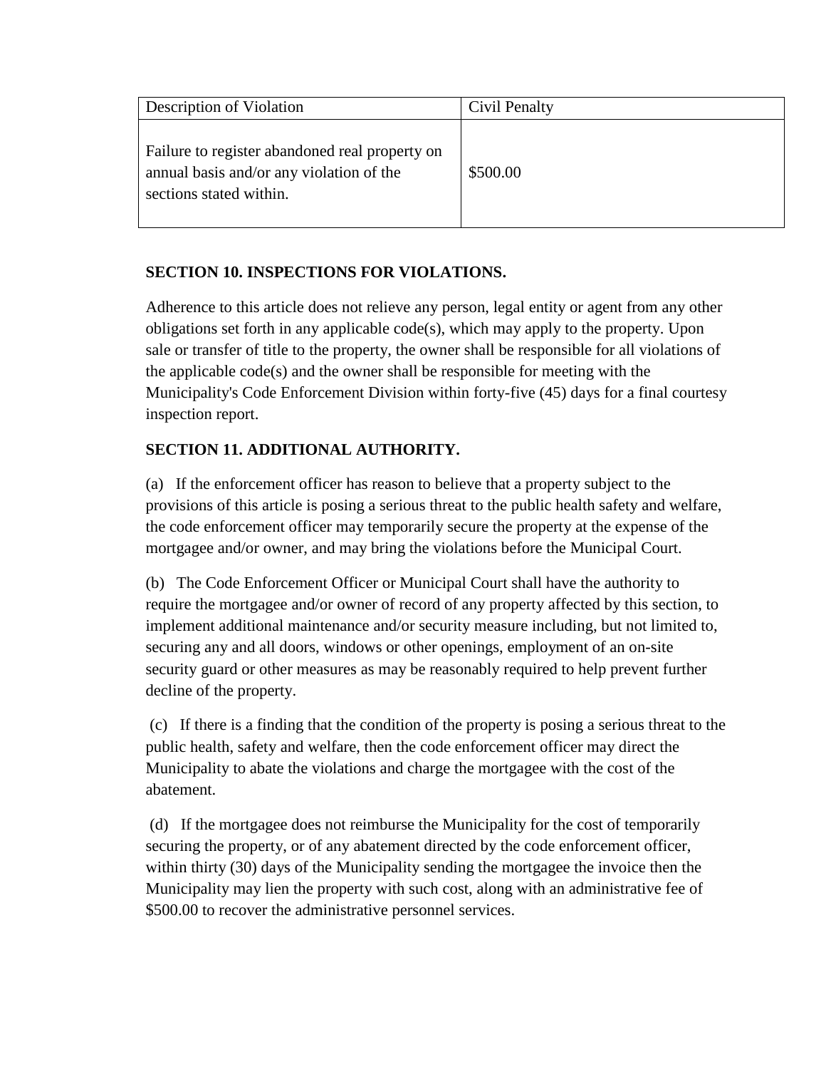| Description of Violation | Civil Penalty |
| --- | --- |
| Failure to register abandoned real property on annual basis and/or any violation of the sections stated within. | $500.00 |

**SECTION 10. INSPECTIONS FOR VIOLATIONS.**

Adherence to this article does not relieve any person, legal entity or agent from any other obligations set forth in any applicable code(s), which may apply to the property. Upon sale or transfer of title to the property, the owner shall be responsible for all violations of the applicable code(s) and the owner shall be responsible for meeting with the Municipality's Code Enforcement Division within forty-five (45) days for a final courtesy inspection report.

**SECTION 11. ADDITIONAL AUTHORITY.**

(a) If the enforcement officer has reason to believe that a property subject to the provisions of this article is posing a serious threat to the public health safety and welfare, the code enforcement officer may temporarily secure the property at the expense of the mortgagee and/or owner, and may bring the violations before the Municipal Court.

(b) The Code Enforcement Officer or Municipal Court shall have the authority to require the mortgagee and/or owner of record of any property affected by this section, to implement additional maintenance and/or security measure including, but not limited to, securing any and all doors, windows or other openings, employment of an on-site security guard or other measures as may be reasonably required to help prevent further decline of the property.

(c) If there is a finding that the condition of the property is posing a serious threat to the public health, safety and welfare, then the code enforcement officer may direct the Municipality to abate the violations and charge the mortgagee with the cost of the abatement.

(d) If the mortgagee does not reimburse the Municipality for the cost of temporarily securing the property, or of any abatement directed by the code enforcement officer, within thirty (30) days of the Municipality sending the mortgagee the invoice then the Municipality may lien the property with such cost, along with an administrative fee of $500.00 to recover the administrative personnel services.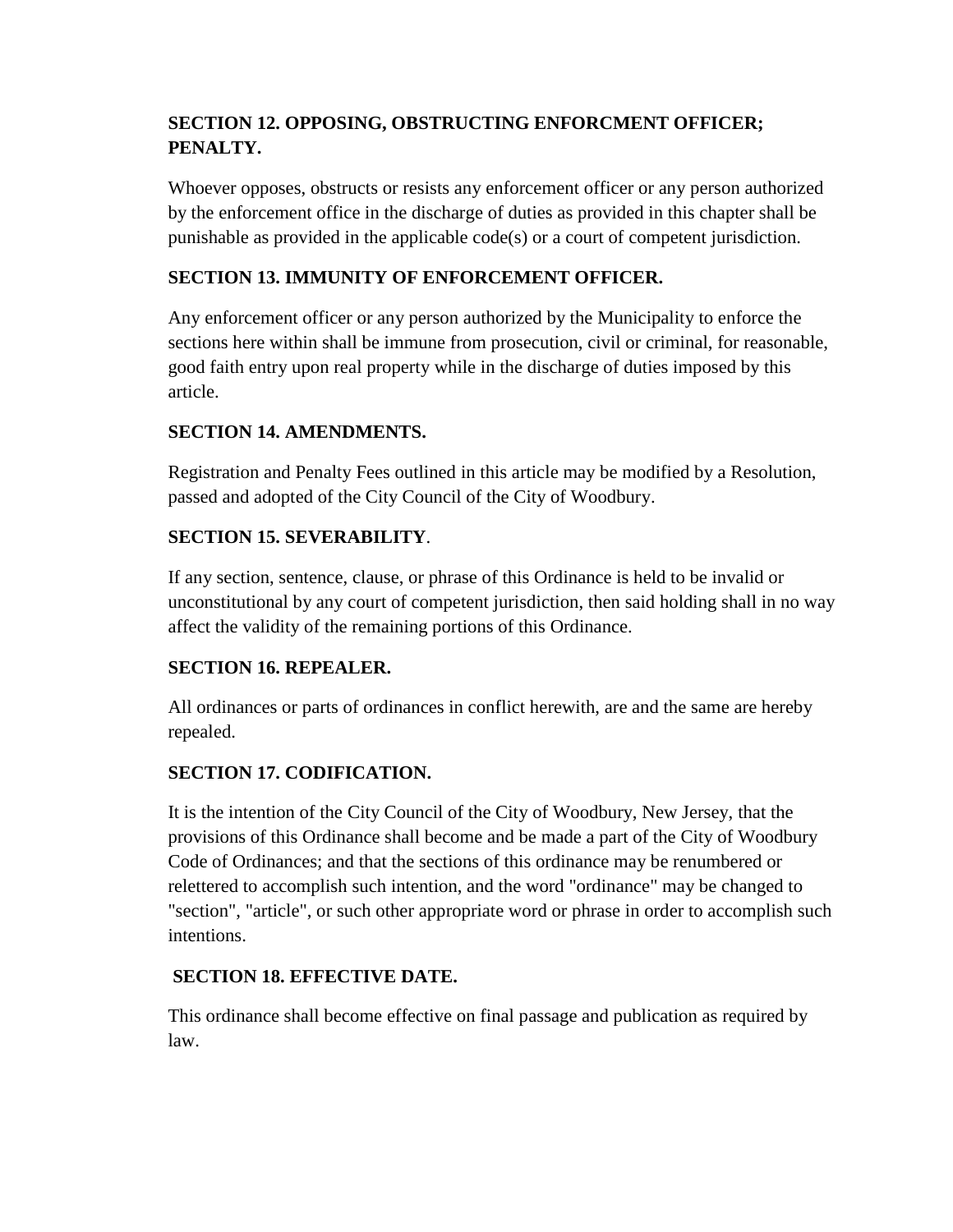**SECTION 12. OPPOSING, OBSTRUCTING ENFORCMENT OFFICER; PENALTY.**

Whoever opposes, obstructs or resists any enforcement officer or any person authorized by the enforcement office in the discharge of duties as provided in this chapter shall be punishable as provided in the applicable code(s) or a court of competent jurisdiction.

**SECTION 13. IMMUNITY OF ENFORCEMENT OFFICER.**

Any enforcement officer or any person authorized by the Municipality to enforce the sections here within shall be immune from prosecution, civil or criminal, for reasonable, good faith entry upon real property while in the discharge of duties imposed by this article.

**SECTION 14. AMENDMENTS.**

Registration and Penalty Fees outlined in this article may be modified by a Resolution, passed and adopted of the City Council of the City of Woodbury.

**SECTION 15. SEVERABILITY**.

If any section, sentence, clause, or phrase of this Ordinance is held to be invalid or unconstitutional by any court of competent jurisdiction, then said holding shall in no way affect the validity of the remaining portions of this Ordinance.

**SECTION 16. REPEALER.**

All ordinances or parts of ordinances in conflict herewith, are and the same are hereby repealed.

**SECTION 17. CODIFICATION.**

It is the intention of the City Council of the City of Woodbury, New Jersey, that the provisions of this Ordinance shall become and be made a part of the City of Woodbury Code of Ordinances; and that the sections of this ordinance may be renumbered or relettered to accomplish such intention, and the word "ordinance" may be changed to "section", "article", or such other appropriate word or phrase in order to accomplish such intentions.

**SECTION 18. EFFECTIVE DATE.**

This ordinance shall become effective on final passage and publication as required by law.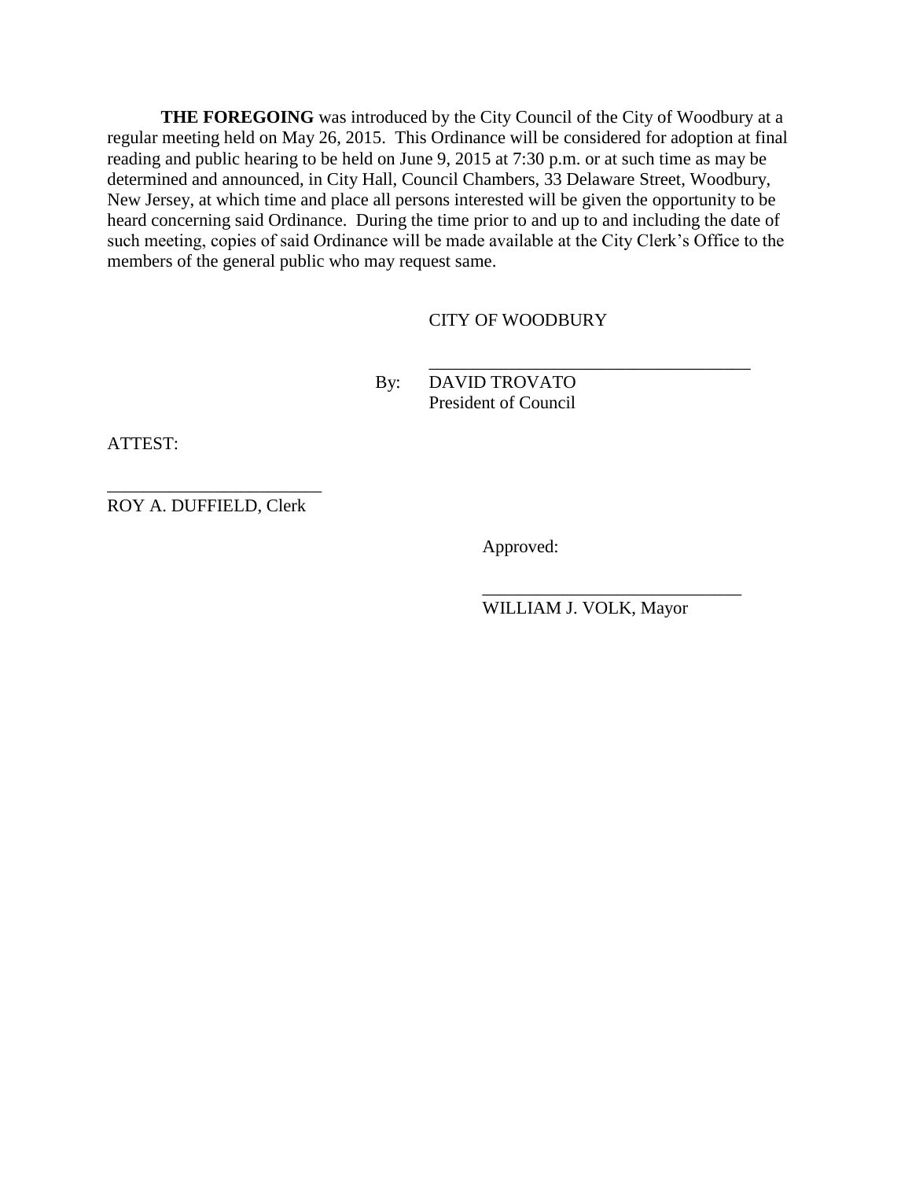**THE FOREGOING** was introduced by the City Council of the City of Woodbury at a regular meeting held on May 26, 2015. This Ordinance will be considered for adoption at final reading and public hearing to be held on June 9, 2015 at 7:30 p.m. or at such time as may be determined and announced, in City Hall, Council Chambers, 33 Delaware Street, Woodbury, New Jersey, at which time and place all persons interested will be given the opportunity to be heard concerning said Ordinance. During the time prior to and up to and including the date of such meeting, copies of said Ordinance will be made available at the City Clerk's Office to the members of the general public who may request same.

CITY OF WOODBURY

By: ____________________________________
DAVID TROVATO
President of Council

ATTEST:

________________________
ROY A. DUFFIELD, Clerk

Approved:

_____________________________
WILLIAM J. VOLK, Mayor